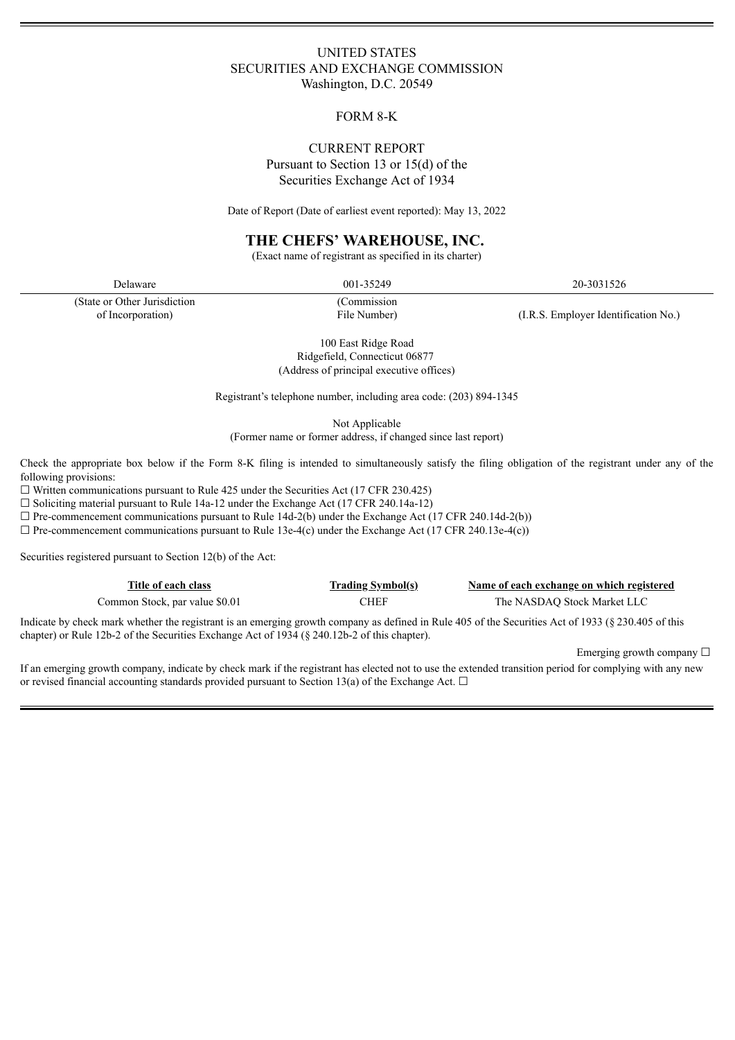UNITED STATES
SECURITIES AND EXCHANGE COMMISSION
Washington, D.C. 20549

FORM 8-K

CURRENT REPORT
Pursuant to Section 13 or 15(d) of the
Securities Exchange Act of 1934

Date of Report (Date of earliest event reported): May 13, 2022

# THE CHEFS' WAREHOUSE, INC.

(Exact name of registrant as specified in its charter)

| Delaware | 001-35249 | 20-3031526 |
|---|---|---|
| (State or Other Jurisdiction of Incorporation) | (Commission File Number) | (I.R.S. Employer Identification No.) |

100 East Ridge Road
Ridgefield, Connecticut 06877
(Address of principal executive offices)

Registrant's telephone number, including area code: (203) 894-1345

Not Applicable
(Former name or former address, if changed since last report)

Check the appropriate box below if the Form 8-K filing is intended to simultaneously satisfy the filing obligation of the registrant under any of the following provisions:

☐ Written communications pursuant to Rule 425 under the Securities Act (17 CFR 230.425)
☐ Soliciting material pursuant to Rule 14a-12 under the Exchange Act (17 CFR 240.14a-12)
☐ Pre-commencement communications pursuant to Rule 14d-2(b) under the Exchange Act (17 CFR 240.14d-2(b))
☐ Pre-commencement communications pursuant to Rule 13e-4(c) under the Exchange Act (17 CFR 240.13e-4(c))

Securities registered pursuant to Section 12(b) of the Act:

| Title of each class | Trading Symbol(s) | Name of each exchange on which registered |
|---|---|---|
| Common Stock, par value $0.01 | CHEF | The NASDAQ Stock Market LLC |

Indicate by check mark whether the registrant is an emerging growth company as defined in Rule 405 of the Securities Act of 1933 (§ 230.405 of this chapter) or Rule 12b-2 of the Securities Exchange Act of 1934 (§ 240.12b-2 of this chapter).

Emerging growth company ☐

If an emerging growth company, indicate by check mark if the registrant has elected not to use the extended transition period for complying with any new or revised financial accounting standards provided pursuant to Section 13(a) of the Exchange Act. ☐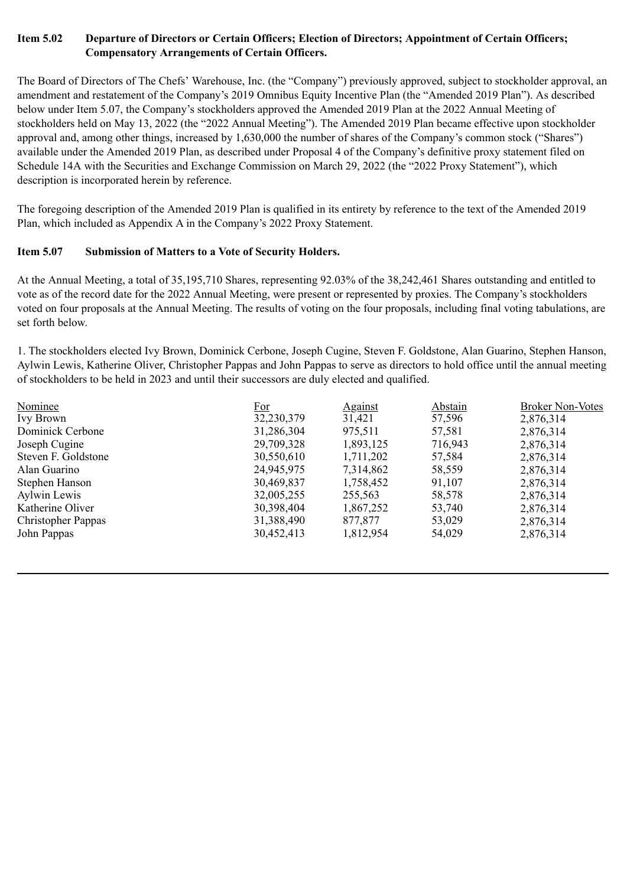**Item 5.02 Departure of Directors or Certain Officers; Election of Directors; Appointment of Certain Officers; Compensatory Arrangements of Certain Officers.**

The Board of Directors of The Chefs' Warehouse, Inc. (the "Company") previously approved, subject to stockholder approval, an amendment and restatement of the Company's 2019 Omnibus Equity Incentive Plan (the "Amended 2019 Plan"). As described below under Item 5.07, the Company's stockholders approved the Amended 2019 Plan at the 2022 Annual Meeting of stockholders held on May 13, 2022 (the "2022 Annual Meeting"). The Amended 2019 Plan became effective upon stockholder approval and, among other things, increased by 1,630,000 the number of shares of the Company's common stock ("Shares") available under the Amended 2019 Plan, as described under Proposal 4 of the Company's definitive proxy statement filed on Schedule 14A with the Securities and Exchange Commission on March 29, 2022 (the "2022 Proxy Statement"), which description is incorporated herein by reference.

The foregoing description of the Amended 2019 Plan is qualified in its entirety by reference to the text of the Amended 2019 Plan, which included as Appendix A in the Company's 2022 Proxy Statement.

**Item 5.07 Submission of Matters to a Vote of Security Holders.**

At the Annual Meeting, a total of 35,195,710 Shares, representing 92.03% of the 38,242,461 Shares outstanding and entitled to vote as of the record date for the 2022 Annual Meeting, were present or represented by proxies. The Company's stockholders voted on four proposals at the Annual Meeting. The results of voting on the four proposals, including final voting tabulations, are set forth below.

1. The stockholders elected Ivy Brown, Dominick Cerbone, Joseph Cugine, Steven F. Goldstone, Alan Guarino, Stephen Hanson, Aylwin Lewis, Katherine Oliver, Christopher Pappas and John Pappas to serve as directors to hold office until the annual meeting of stockholders to be held in 2023 and until their successors are duly elected and qualified.

| Nominee | For | Against | Abstain | Broker Non-Votes |
|---|---|---|---|---|
| Ivy Brown | 32,230,379 | 31,421 | 57,596 | 2,876,314 |
| Dominick Cerbone | 31,286,304 | 975,511 | 57,581 | 2,876,314 |
| Joseph Cugine | 29,709,328 | 1,893,125 | 716,943 | 2,876,314 |
| Steven F. Goldstone | 30,550,610 | 1,711,202 | 57,584 | 2,876,314 |
| Alan Guarino | 24,945,975 | 7,314,862 | 58,559 | 2,876,314 |
| Stephen Hanson | 30,469,837 | 1,758,452 | 91,107 | 2,876,314 |
| Aylwin Lewis | 32,005,255 | 255,563 | 58,578 | 2,876,314 |
| Katherine Oliver | 30,398,404 | 1,867,252 | 53,740 | 2,876,314 |
| Christopher Pappas | 31,388,490 | 877,877 | 53,029 | 2,876,314 |
| John Pappas | 30,452,413 | 1,812,954 | 54,029 | 2,876,314 |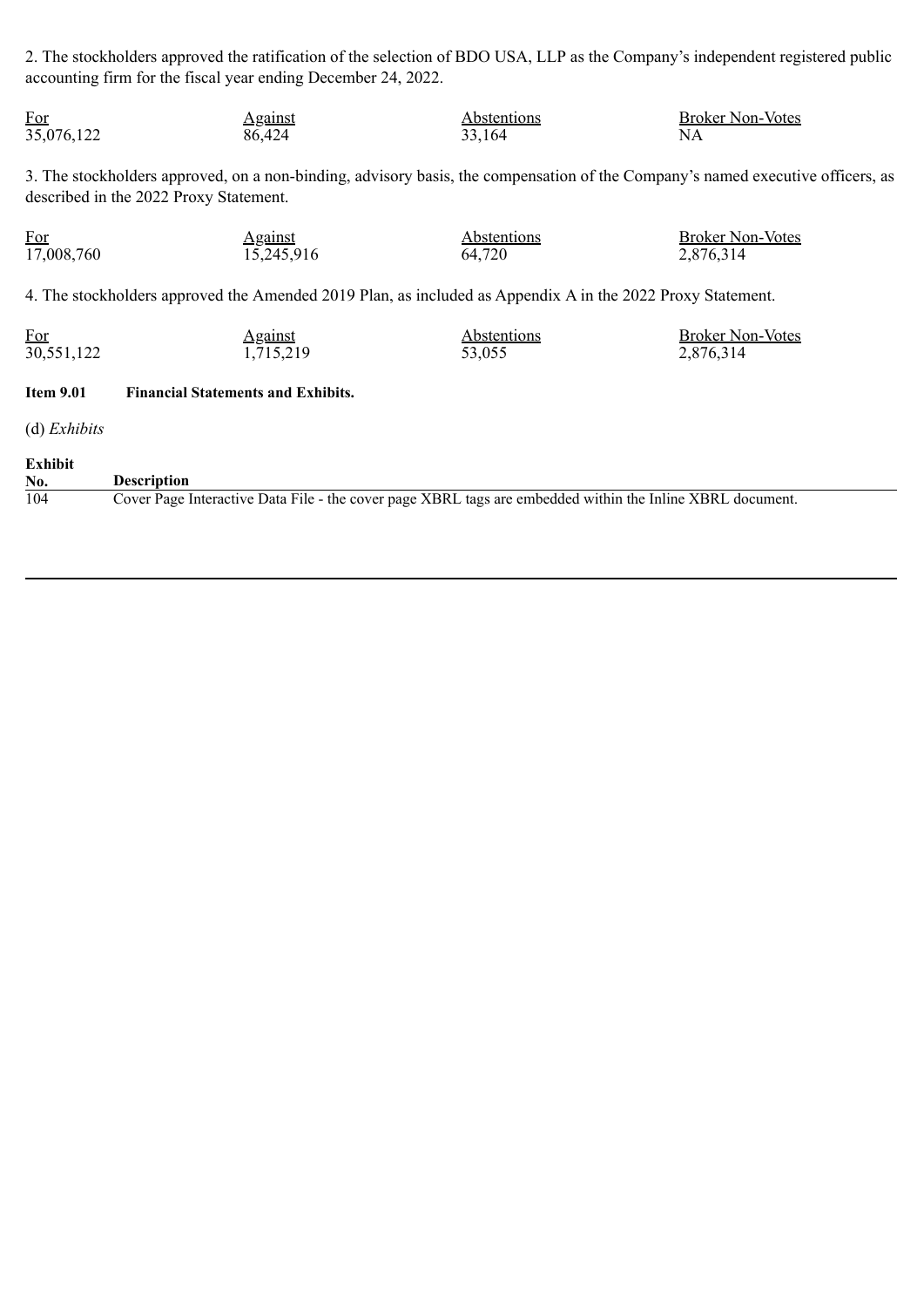2. The stockholders approved the ratification of the selection of BDO USA, LLP as the Company's independent registered public accounting firm for the fiscal year ending December 24, 2022.

| For | Against | Abstentions | Broker Non-Votes |
|---|---|---|---|
| 35,076,122 | 86,424 | 33,164 | NA |

3. The stockholders approved, on a non-binding, advisory basis, the compensation of the Company's named executive officers, as described in the 2022 Proxy Statement.

| For | Against | Abstentions | Broker Non-Votes |
|---|---|---|---|
| 17,008,760 | 15,245,916 | 64,720 | 2,876,314 |

4. The stockholders approved the Amended 2019 Plan, as included as Appendix A in the 2022 Proxy Statement.

| For | Against | Abstentions | Broker Non-Votes |
|---|---|---|---|
| 30,551,122 | 1,715,219 | 53,055 | 2,876,314 |

**Item 9.01 Financial Statements and Exhibits.**

(d) *Exhibits*

| Exhibit No. | Description |
|---|---|
| 104 | Cover Page Interactive Data File - the cover page XBRL tags are embedded within the Inline XBRL document. |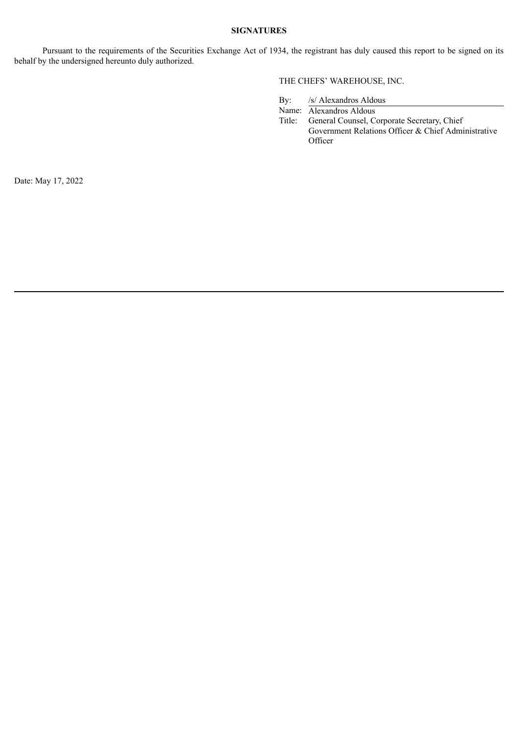**SIGNATURES**

Pursuant to the requirements of the Securities Exchange Act of 1934, the registrant has duly caused this report to be signed on its behalf by the undersigned hereunto duly authorized.

THE CHEFS' WAREHOUSE, INC.

By: /s/ Alexandros Aldous
Name: Alexandros Aldous
Title: General Counsel, Corporate Secretary, Chief Government Relations Officer & Chief Administrative Officer

Date: May 17, 2022